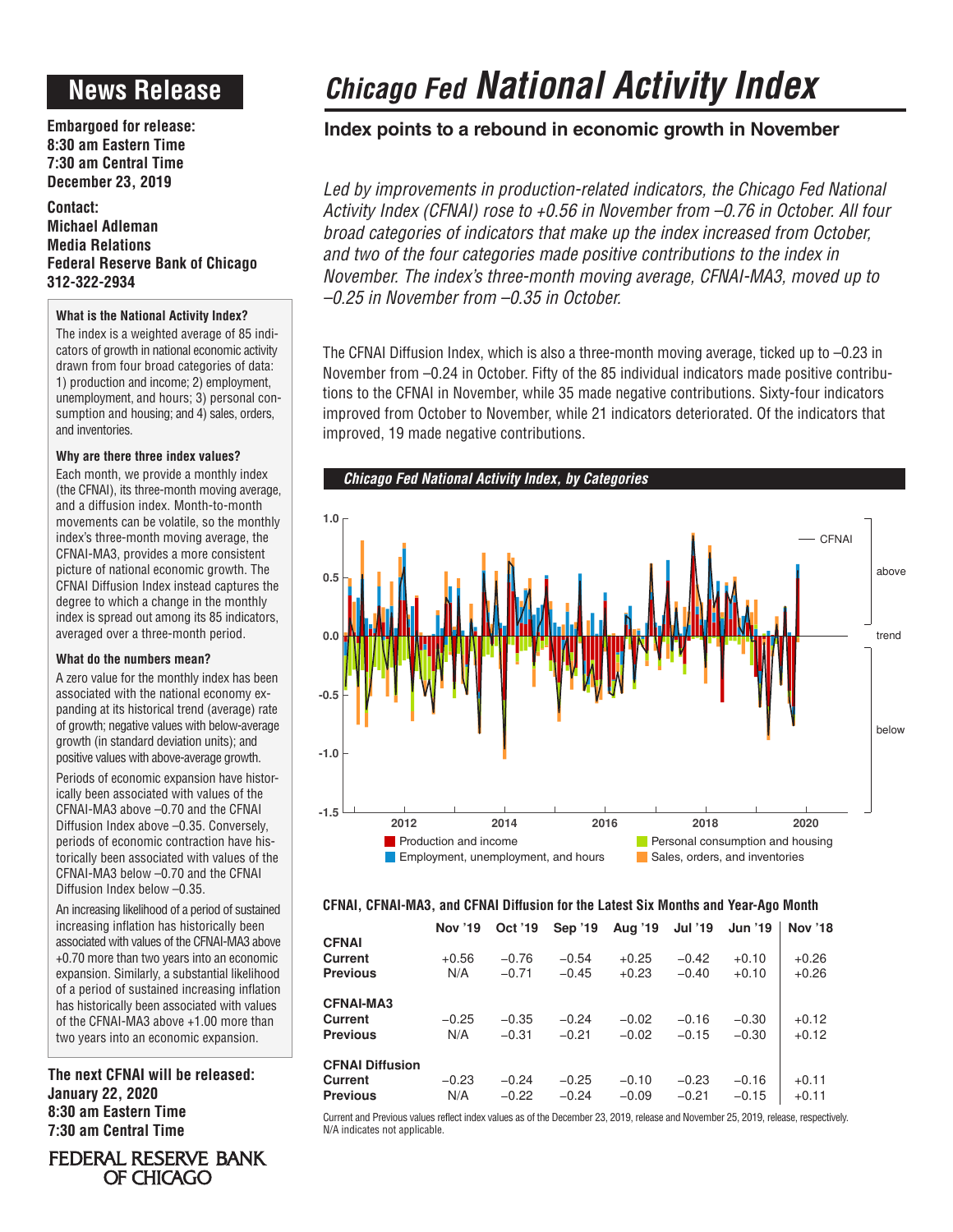# News Release

**Embargoed for release:**
**8:30 am Eastern Time**
**7:30 am Central Time**
**December 23, 2019**

**Contact:**
**Michael Adleman**
**Media Relations**
**Federal Reserve Bank of Chicago**
**312-322-2934**

### What is the National Activity Index?

The index is a weighted average of 85 indicators of growth in national economic activity drawn from four broad categories of data: 1) production and income; 2) employment, unemployment, and hours; 3) personal consumption and housing; and 4) sales, orders, and inventories.

### Why are there three index values?

Each month, we provide a monthly index (the CFNAI), its three-month moving average, and a diffusion index. Month-to-month movements can be volatile, so the monthly index's three-month moving average, the CFNAI-MA3, provides a more consistent picture of national economic growth. The CFNAI Diffusion Index instead captures the degree to which a change in the monthly index is spread out among its 85 indicators, averaged over a three-month period.

### What do the numbers mean?

A zero value for the monthly index has been associated with the national economy expanding at its historical trend (average) rate of growth; negative values with below-average growth (in standard deviation units); and positive values with above-average growth.

Periods of economic expansion have historically been associated with values of the CFNAI-MA3 above –0.70 and the CFNAI Diffusion Index above –0.35. Conversely, periods of economic contraction have historically been associated with values of the CFNAI-MA3 below –0.70 and the CFNAI Diffusion Index below –0.35.

An increasing likelihood of a period of sustained increasing inflation has historically been associated with values of the CFNAI-MA3 above +0.70 more than two years into an economic expansion. Similarly, a substantial likelihood of a period of sustained increasing inflation has historically been associated with values of the CFNAI-MA3 above +1.00 more than two years into an economic expansion.

**The next CFNAI will be released:**
**January 22, 2020**
**8:30 am Eastern Time**
**7:30 am Central Time**

FEDERAL RESERVE BANK OF CHICAGO

# *Chicago Fed* National Activity Index

## Index points to a rebound in economic growth in November

*Led by improvements in production-related indicators, the Chicago Fed National Activity Index (CFNAI) rose to +0.56 in November from –0.76 in October. All four broad categories of indicators that make up the index increased from October, and two of the four categories made positive contributions to the index in November. The index's three-month moving average, CFNAI-MA3, moved up to –0.25 in November from –0.35 in October.*

The CFNAI Diffusion Index, which is also a three-month moving average, ticked up to –0.23 in November from –0.24 in October. Fifty of the 85 individual indicators made positive contributions to the CFNAI in November, while 35 made negative contributions. Sixty-four indicators improved from October to November, while 21 indicators deteriorated. Of the indicators that improved, 19 made negative contributions.

***Chicago Fed National Activity Index, by Categories***

**CFNAI, CFNAI-MA3, and CFNAI Diffusion for the Latest Six Months and Year-Ago Month**

| | Nov '19 | Oct '19 | Sep '19 | Aug '19 | Jul '19 | Jun '19 | Nov '18 |
|---|---|---|---|---|---|---|---|
| **CFNAI** | | | | | | | |
| **Current** | +0.56 | –0.76 | –0.54 | +0.25 | –0.42 | +0.10 | +0.26 |
| **Previous** | N/A | –0.71 | –0.45 | +0.23 | –0.40 | +0.10 | +0.26 |
| **CFNAI-MA3** | | | | | | | |
| **Current** | –0.25 | –0.35 | –0.24 | –0.02 | –0.16 | –0.30 | +0.12 |
| **Previous** | N/A | –0.31 | –0.21 | –0.02 | –0.15 | –0.30 | +0.12 |
| **CFNAI Diffusion** | | | | | | | |
| **Current** | –0.23 | –0.24 | –0.25 | –0.10 | –0.23 | –0.16 | +0.11 |
| **Previous** | N/A | –0.22 | –0.24 | –0.09 | –0.21 | –0.15 | +0.11 |

Current and Previous values reflect index values as of the December 23, 2019, release and November 25, 2019, release, respectively. N/A indicates not applicable.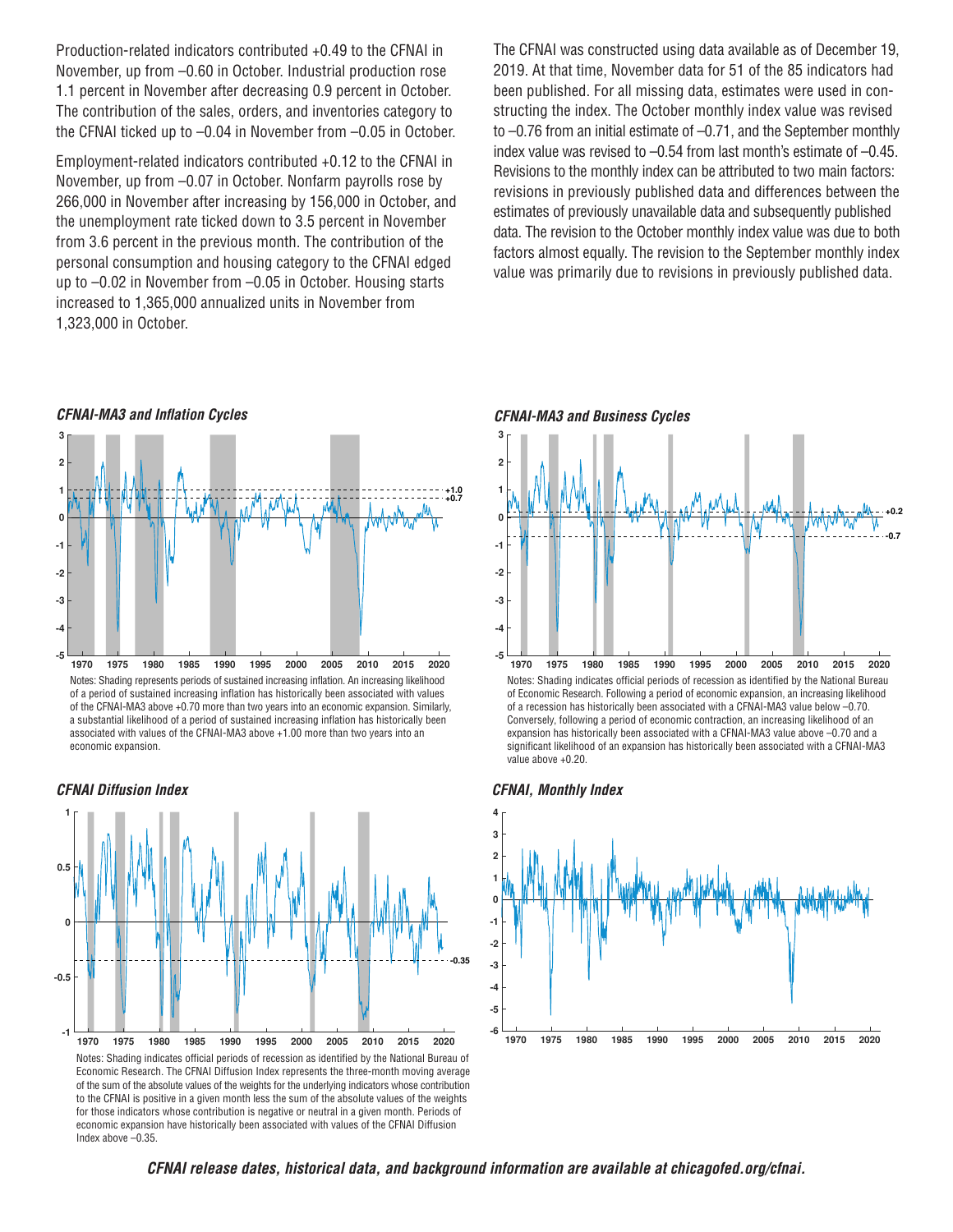Production-related indicators contributed +0.49 to the CFNAI in November, up from –0.60 in October. Industrial production rose 1.1 percent in November after decreasing 0.9 percent in October. The contribution of the sales, orders, and inventories category to the CFNAI ticked up to –0.04 in November from –0.05 in October.

Employment-related indicators contributed +0.12 to the CFNAI in November, up from –0.07 in October. Nonfarm payrolls rose by 266,000 in November after increasing by 156,000 in October, and the unemployment rate ticked down to 3.5 percent in November from 3.6 percent in the previous month. The contribution of the personal consumption and housing category to the CFNAI edged up to –0.02 in November from –0.05 in October. Housing starts increased to 1,365,000 annualized units in November from 1,323,000 in October.

The CFNAI was constructed using data available as of December 19, 2019. At that time, November data for 51 of the 85 indicators had been published. For all missing data, estimates were used in constructing the index. The October monthly index value was revised to –0.76 from an initial estimate of –0.71, and the September monthly index value was revised to –0.54 from last month's estimate of –0.45. Revisions to the monthly index can be attributed to two main factors: revisions in previously published data and differences between the estimates of previously unavailable data and subsequently published data. The revision to the October monthly index value was due to both factors almost equally. The revision to the September monthly index value was primarily due to revisions in previously published data.

***CFNAI-MA3 and Inflation Cycles***

3
2
1
0
-1
-2
-3
-4
-5
+1.0
+0.7
1970 1975 1980 1985 1990 1995 2000 2005 2010 2015 2020

Notes: Shading represents periods of sustained increasing inflation. An increasing likelihood of a period of sustained increasing inflation has historically been associated with values of the CFNAI-MA3 above +0.70 more than two years into an economic expansion. Similarly, a substantial likelihood of a period of sustained increasing inflation has historically been associated with values of the CFNAI-MA3 above +1.00 more than two years into an economic expansion.

***CFNAI-MA3 and Business Cycles***

3
2
1
0
-1
-2
-3
-4
-5
+0.2
-0.7
1970 1975 1980 1985 1990 1995 2000 2005 2010 2015 2020

Notes: Shading indicates official periods of recession as identified by the National Bureau of Economic Research. Following a period of economic expansion, an increasing likelihood of a recession has historically been associated with a CFNAI-MA3 value below –0.70. Conversely, following a period of economic contraction, an increasing likelihood of an expansion has historically been associated with a CFNAI-MA3 value above –0.70 and a significant likelihood of an expansion has historically been associated with a CFNAI-MA3 value above +0.20.

***CFNAI Diffusion Index***

1
0.5
0
-0.5
-1
-0.35
1970 1975 1980 1985 1990 1995 2000 2005 2010 2015 2020

Notes: Shading indicates official periods of recession as identified by the National Bureau of Economic Research. The CFNAI Diffusion Index represents the three-month moving average of the sum of the absolute values of the weights for the underlying indicators whose contribution to the CFNAI is positive in a given month less the sum of the absolute values of the weights for those indicators whose contribution is negative or neutral in a given month. Periods of economic expansion have historically been associated with values of the CFNAI Diffusion Index above –0.35.

***CFNAI, Monthly Index***

4
3
2
1
0
-1
-2
-3
-4
-5
-6
1970 1975 1980 1985 1990 1995 2000 2005 2010 2015 2020

***CFNAI release dates, historical data, and background information are available at chicagofed.org/cfnai.***